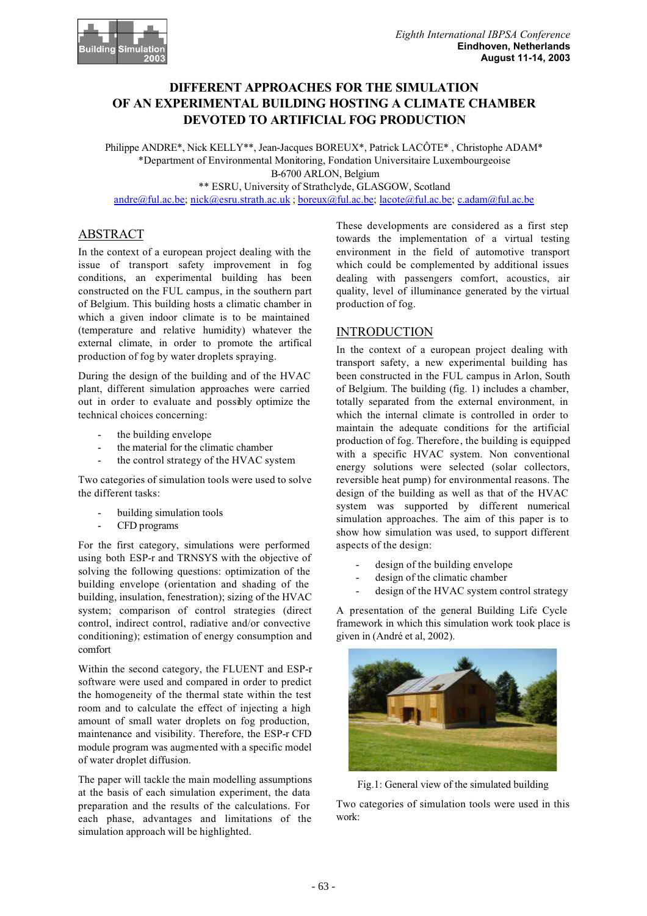# DIFFERENT APPROACHES FOR THE SIMULATION OF AN EXPERIMENTAL BUILDING HOSTING A CLIMATE CHAMBER DEVOTED TO ARTIFICIAL FOG PRODUCTION

Philippe ANDRE*, Nick KELLY**, Jean-Jacques BOREUX*, Patrick LACÔTE* , Christophe ADAM*
*Department of Environmental Monitoring, Fondation Universitaire Luxembourgeoise
B-6700 ARLON, Belgium
** ESRU, University of Strathclyde, GLASGOW, Scotland
andre@ful.ac.be; nick@esru.strath.ac.uk ; boreux@ful.ac.be; lacote@ful.ac.be; c.adam@ful.ac.be

## ABSTRACT

In the context of a european project dealing with the issue of transport safety improvement in fog conditions, an experimental building has been constructed on the FUL campus, in the southern part of Belgium. This building hosts a climatic chamber in which a given indoor climate is to be maintained (temperature and relative humidity) whatever the external climate, in order to promote the artifical production of fog by water droplets spraying.

During the design of the building and of the HVAC plant, different simulation approaches were carried out in order to evaluate and possibly optimize the technical choices concerning:

- the building envelope
- the material for the climatic chamber
- the control strategy of the HVAC system

Two categories of simulation tools were used to solve the different tasks:

- building simulation tools
- CFD programs

For the first category, simulations were performed using both ESP-r and TRNSYS with the objective of solving the following questions: optimization of the building envelope (orientation and shading of the building, insulation, fenestration); sizing of the HVAC system; comparison of control strategies (direct control, indirect control, radiative and/or convective conditioning); estimation of energy consumption and comfort

Within the second category, the FLUENT and ESP-r software were used and compared in order to predict the homogeneity of the thermal state within the test room and to calculate the effect of injecting a high amount of small water droplets on fog production, maintenance and visibility. Therefore, the ESP-r CFD module program was augmented with a specific model of water droplet diffusion.

The paper will tackle the main modelling assumptions at the basis of each simulation experiment, the data preparation and the results of the calculations. For each phase, advantages and limitations of the simulation approach will be highlighted.

These developments are considered as a first step towards the implementation of a virtual testing environment in the field of automotive transport which could be complemented by additional issues dealing with passengers comfort, acoustics, air quality, level of illuminance generated by the virtual production of fog.

## INTRODUCTION

In the context of a european project dealing with transport safety, a new experimental building has been constructed in the FUL campus in Arlon, South of Belgium. The building (fig. 1) includes a chamber, totally separated from the external environment, in which the internal climate is controlled in order to maintain the adequate conditions for the artificial production of fog. Therefore, the building is equipped with a specific HVAC system. Non conventional energy solutions were selected (solar collectors, reversible heat pump) for environmental reasons. The design of the building as well as that of the HVAC system was supported by different numerical simulation approaches. The aim of this paper is to show how simulation was used, to support different aspects of the design:

- design of the building envelope
- design of the climatic chamber
- design of the HVAC system control strategy

A presentation of the general Building Life Cycle framework in which this simulation work took place is given in (André et al, 2002).

Fig.1: General view of the simulated building

Two categories of simulation tools were used in this work: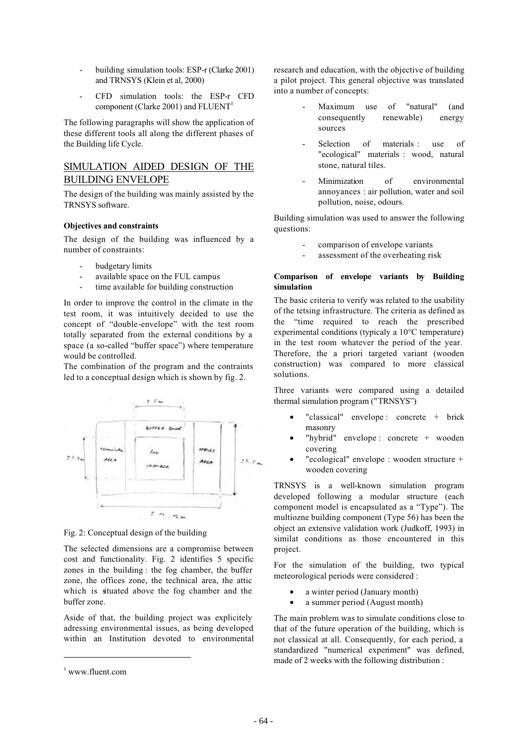- building simulation tools: ESP-r (Clarke 2001) and TRNSYS (Klein et al, 2000)
- CFD simulation tools: the ESP-r CFD component (Clarke 2001) and FLUENT[1]

The following paragraphs will show the application of these different tools all along the different phases of the Building life Cycle.

## SIMULATION AIDED DESIGN OF THE BUILDING ENVELOPE

The design of the building was mainly assisted by the TRNSYS software.

### Objectives and constraints

The design of the building was influenced by a number of constraints:

- budgetary limits
- available space on the FUL campus
- time available for building construction

In order to improve the control in the climate in the test room, it was intuitively decided to use the concept of "double-envelope" with the test room totally separated from the external conditions by a space (a so-called "buffer space") where temperature would be controlled.

The combination of the program and the contraints led to a conceptual design which is shown by fig. 2.

Fig. 2: Conceptual design of the building

The selected dimensions are a compromise between cost and functionality. Fig. 2 identifies 5 specific zones in the building : the fog chamber, the buffer zone, the offices zone, the technical area, the attic which is situated above the fog chamber and the buffer zone.

Aside of that, the building project was explicitely adressing environmental issues, as being developed within an Institution devoted to environmental research and education, with the objective of building a pilot project. This general objective was translated into a number of concepts:

- Maximum use of "natural" (and consequently renewable) energy sources
- Selection of materials : use of "ecological" materials : wood, natural stone, natural tiles.
- Minimization of environmental annoyances : air pollution, water and soil pollution, noise, odours.

Building simulation was used to answer the following questions:

- comparison of envelope variants
- assessment of the overheating risk

### Comparison of envelope variants by Building simulation

The basic criteria to verify was related to the usability of the tetsing infrastructure. The criteria as defined as the "time required to reach the prescribed experimental conditions (typicaly a 10°C temperature) in the test room whatever the period of the year. Therefore, the a priori targeted variant (wooden construction) was compared to more classical solutions.

Three variants were compared using a detailed thermal simulation program ("TRNSYS")

- "classical" envelope : concrete + brick masonry
- "hybrid" envelope : concrete + wooden covering
- "ecological" envelope : wooden structure + wooden covering

TRNSYS is a well-known simulation program developed following a modular structure (each component model is encapsulated as a "Type"). The multiozne building component (Type 56) has been the object an extensive validation work (Judkoff, 1993) in similat conditions as those encountered in this project.

For the simulation of the building, two typical meteorological periods were considered :

- a winter period (January month)
- a summer period (August month)

The main problem was to simulate conditions close to that of the future operation of the building, which is not classical at all. Consequently, for each period, a standardized "numerical experiment" was defined, made of 2 weeks with the following distribution :

[1] www.fluent.com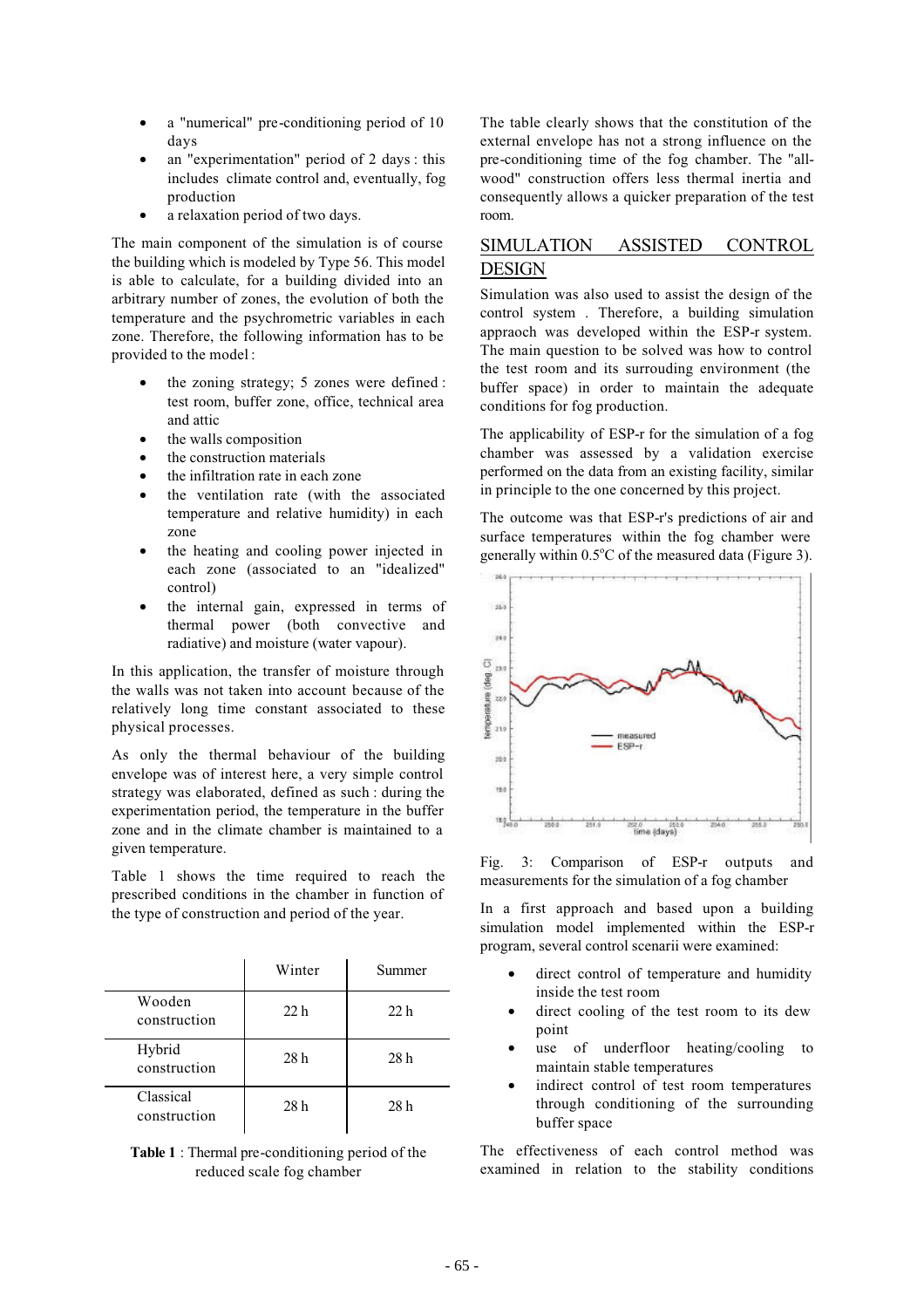- a "numerical" pre-conditioning period of 10 days
- an "experimentation" period of 2 days : this includes climate control and, eventually, fog production
- a relaxation period of two days.

The main component of the simulation is of course the building which is modeled by Type 56. This model is able to calculate, for a building divided into an arbitrary number of zones, the evolution of both the temperature and the psychrometric variables in each zone. Therefore, the following information has to be provided to the model :

- the zoning strategy; 5 zones were defined : test room, buffer zone, office, technical area and attic
- the walls composition
- the construction materials
- the infiltration rate in each zone
- the ventilation rate (with the associated temperature and relative humidity) in each zone
- the heating and cooling power injected in each zone (associated to an "idealized" control)
- the internal gain, expressed in terms of thermal power (both convective and radiative) and moisture (water vapour).

In this application, the transfer of moisture through the walls was not taken into account because of the relatively long time constant associated to these physical processes.

As only the thermal behaviour of the building envelope was of interest here, a very simple control strategy was elaborated, defined as such : during the experimentation period, the temperature in the buffer zone and in the climate chamber is maintained to a given temperature.

Table 1 shows the time required to reach the prescribed conditions in the chamber in function of the type of construction and period of the year.

| | Winter | Summer |
|---|---|---|
| Wooden construction | 22 h | 22 h |
| Hybrid construction | 28 h | 28 h |
| Classical construction | 28 h | 28 h |

**Table 1** : Thermal pre-conditioning period of the reduced scale fog chamber

The table clearly shows that the constitution of the external envelope has not a strong influence on the pre-conditioning time of the fog chamber. The "all-wood" construction offers less thermal inertia and consequently allows a quicker preparation of the test room.

## SIMULATION ASSISTED CONTROL DESIGN

Simulation was also used to assist the design of the control system . Therefore, a building simulation approach was developed within the ESP-r system. The main question to be solved was how to control the test room and its surrounding environment (the buffer space) in order to maintain the adequate conditions for fog production.

The applicability of ESP-r for the simulation of a fog chamber was assessed by a validation exercise performed on the data from an existing facility, similar in principle to the one concerned by this project.

The outcome was that ESP-r's predictions of air and surface temperatures within the fog chamber were generally within 0.5°C of the measured data (Figure 3).

Fig. 3: Comparison of ESP-r outputs and measurements for the simulation of a fog chamber

In a first approach and based upon a building simulation model implemented within the ESP-r program, several control scenarii were examined:

- direct control of temperature and humidity inside the test room
- direct cooling of the test room to its dew point
- use of underfloor heating/cooling to maintain stable temperatures
- indirect control of test room temperatures through conditioning of the surrounding buffer space

The effectiveness of each control method was examined in relation to the stability conditions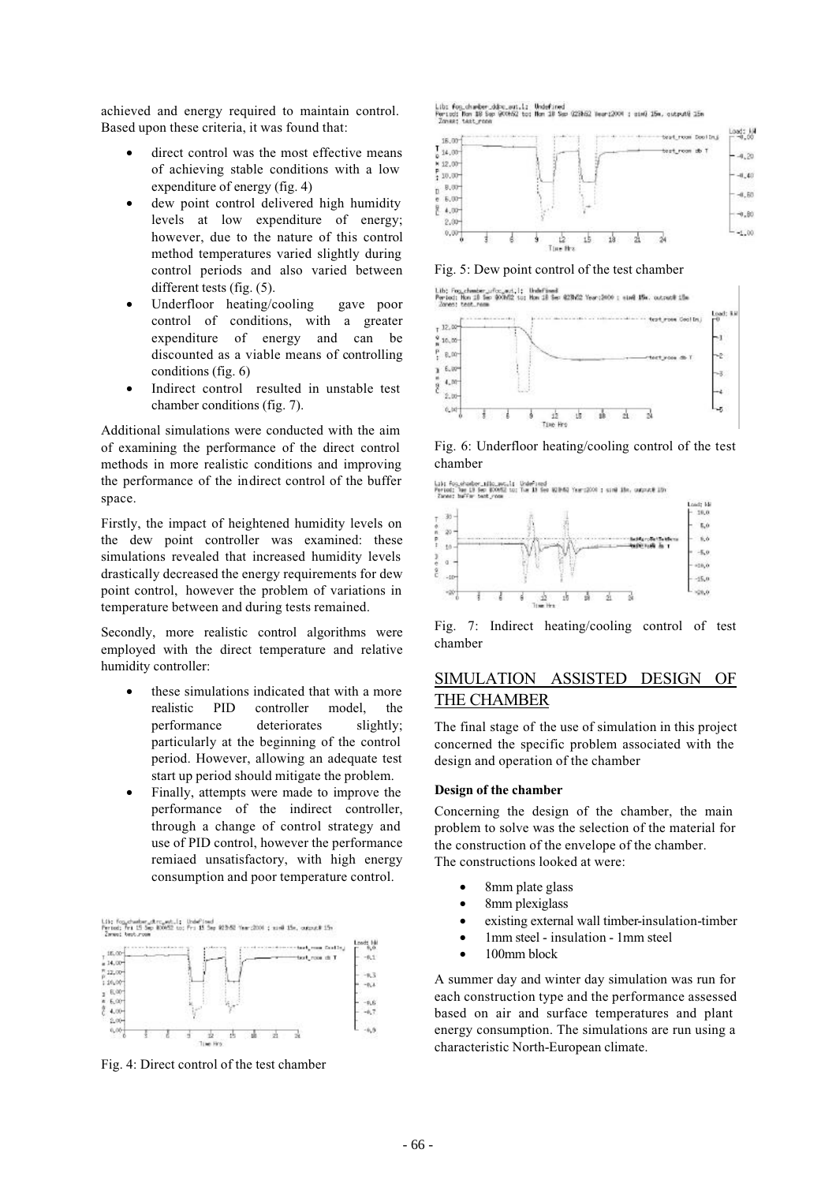achieved and energy required to maintain control. Based upon these criteria, it was found that:

- direct control was the most effective means of achieving stable conditions with a low expenditure of energy (fig. 4)
- dew point control delivered high humidity levels at low expenditure of energy; however, due to the nature of this control method temperatures varied slightly during control periods and also varied between different tests (fig. (5).
- Underfloor heating/cooling gave poor control of conditions, with a greater expenditure of energy and can be discounted as a viable means of controlling conditions (fig. 6)
- Indirect control resulted in unstable test chamber conditions (fig. 7).

Additional simulations were conducted with the aim of examining the performance of the direct control methods in more realistic conditions and improving the performance of the indirect control of the buffer space.

Firstly, the impact of heightened humidity levels on the dew point controller was examined: these simulations revealed that increased humidity levels drastically decreased the energy requirements for dew point control, however the problem of variations in temperature between and during tests remained.

Secondly, more realistic control algorithms were employed with the direct temperature and relative humidity controller:

- these simulations indicated that with a more realistic PID controller model, the performance deteriorates slightly; particularly at the beginning of the control period. However, allowing an adequate test start up period should mitigate the problem.
- Finally, attempts were made to improve the performance of the indirect controller, through a change of control strategy and use of PID control, however the performance remiaed unsatisfactory, with high energy consumption and poor temperature control.

Fig. 4: Direct control of the test chamber

Fig. 5: Dew point control of the test chamber

Fig. 6: Underfloor heating/cooling control of the test chamber

Fig. 7: Indirect heating/cooling control of test chamber

## SIMULATION ASSISTED DESIGN OF THE CHAMBER

The final stage of the use of simulation in this project concerned the specific problem associated with the design and operation of the chamber

### Design of the chamber

Concerning the design of the chamber, the main problem to solve was the selection of the material for the construction of the envelope of the chamber. The constructions looked at were:

- 8mm plate glass
- 8mm plexiglass
- existing external wall timber-insulation-timber
- 1mm steel - insulation - 1mm steel
- 100mm block

A summer day and winter day simulation was run for each construction type and the performance assessed based on air and surface temperatures and plant energy consumption. The simulations are run using a characteristic North-European climate.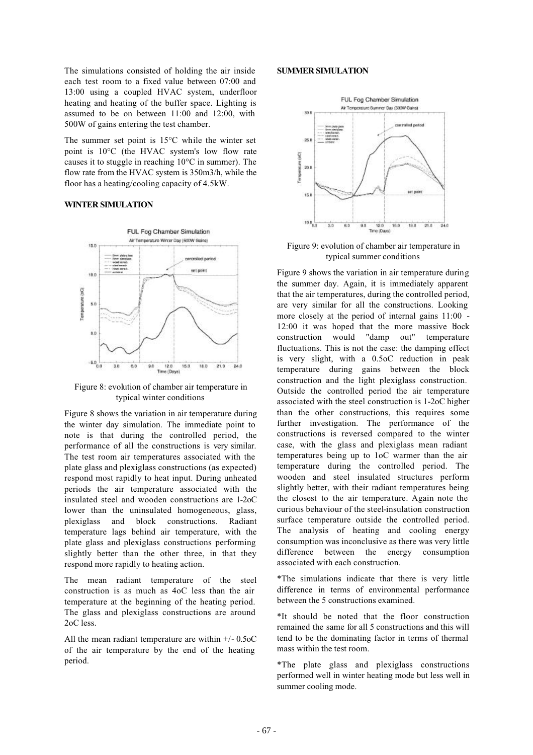The simulations consisted of holding the air inside each test room to a fixed value between 07:00 and 13:00 using a coupled HVAC system, underfloor heating and heating of the buffer space. Lighting is assumed to be on between 11:00 and 12:00, with 500W of gains entering the test chamber.

The summer set point is 15°C while the winter set point is 10°C (the HVAC system's low flow rate causes it to stuggle in reaching 10°C in summer). The flow rate from the HVAC system is 350m3/h, while the floor has a heating/cooling capacity of 4.5kW.

### WINTER SIMULATION

Figure 8: evolution of chamber air temperature in typical winter conditions

Figure 8 shows the variation in air temperature during the winter day simulation. The immediate point to note is that during the controlled period, the performance of all the constructions is very similar. The test room air temperatures associated with the plate glass and plexiglass constructions (as expected) respond most rapidly to heat input. During unheated periods the air temperature associated with the insulated steel and wooden constructions are 1-2oC lower than the uninsulated homogeneous, glass, plexiglass and block constructions. Radiant temperature lags behind air temperature, with the plate glass and plexiglass constructions performing slightly better than the other three, in that they respond more rapidly to heating action.

The mean radiant temperature of the steel construction is as much as 4oC less than the air temperature at the beginning of the heating period. The glass and plexiglass constructions are around 2oC less.

All the mean radiant temperature are within +/- 0.5oC of the air temperature by the end of the heating period.

### SUMMER SIMULATION

Figure 9: evolution of chamber air temperature in typical summer conditions

Figure 9 shows the variation in air temperature during the summer day. Again, it is immediately apparent that the air temperatures, during the controlled period, are very similar for all the constructions. Looking more closely at the period of internal gains 11:00 - 12:00 it was hoped that the more massive block construction would "damp out" temperature fluctuations. This is not the case: the damping effect is very slight, with a 0.5oC reduction in peak temperature during gains between the block construction and the light plexiglass construction. Outside the controlled period the air temperature associated with the steel construction is 1-2oC higher than the other constructions, this requires some further investigation. The performance of the constructions is reversed compared to the winter case, with the glass and plexiglass mean radiant temperatures being up to 1oC warmer than the air temperature during the controlled period. The wooden and steel insulated structures perform slightly better, with their radiant temperatures being the closest to the air temperature. Again note the curious behaviour of the steel-insulation construction surface temperature outside the controlled period. The analysis of heating and cooling energy consumption was inconclusive as there was very little difference between the energy consumption associated with each construction.

*The simulations indicate that there is very little difference in terms of environmental performance between the 5 constructions examined.

*It should be noted that the floor construction remained the same for all 5 constructions and this will tend to be the dominating factor in terms of thermal mass within the test room.

*The plate glass and plexiglass constructions performed well in winter heating mode but less well in summer cooling mode.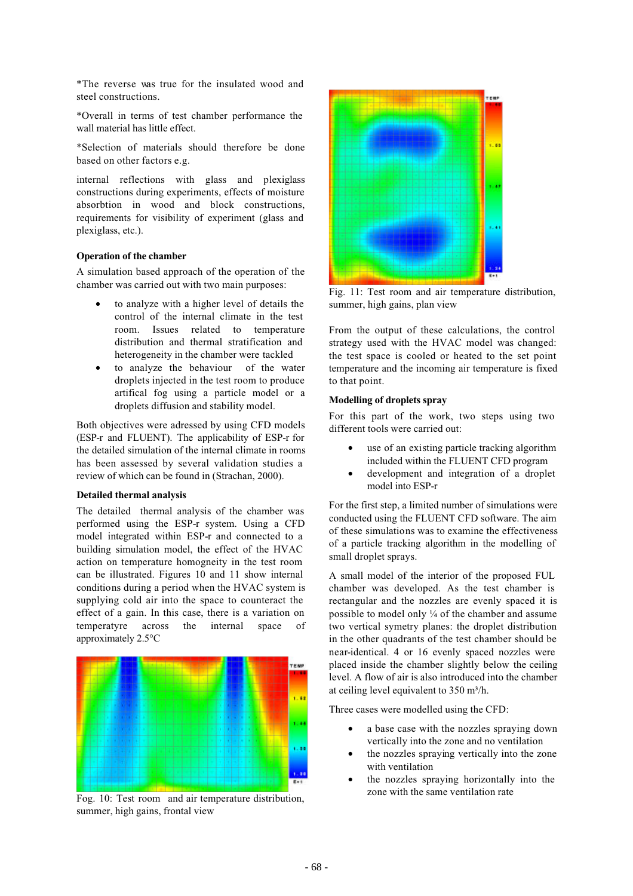*The reverse was true for the insulated wood and steel constructions.

*Overall in terms of test chamber performance the wall material has little effect.

*Selection of materials should therefore be done based on other factors e.g.

internal reflections with glass and plexiglass constructions during experiments, effects of moisture absorbtion in wood and block constructions, requirements for visibility of experiment (glass and plexiglass, etc.).

**Operation of the chamber**

A simulation based approach of the operation of the chamber was carried out with two main purposes:

- to analyze with a higher level of details the control of the internal climate in the test room. Issues related to temperature distribution and thermal stratification and heterogeneity in the chamber were tackled
- to analyze the behaviour of the water droplets injected in the test room to produce artifical fog using a particle model or a droplets diffusion and stability model.

Both objectives were adressed by using CFD models (ESP-r and FLUENT). The applicability of ESP-r for the detailed simulation of the internal climate in rooms has been assessed by several validation studies a review of which can be found in (Strachan, 2000).

**Detailed thermal analysis**

The detailed thermal analysis of the chamber was performed using the ESP-r system. Using a CFD model integrated within ESP-r and connected to a building simulation model, the effect of the HVAC action on temperature homogneity in the test room can be illustrated. Figures 10 and 11 show internal conditions during a period when the HVAC system is supplying cold air into the space to counteract the effect of a gain. In this case, there is a variation on temperatyre across the internal space of approximately 2.5°C

Fog. 10: Test room and air temperature distribution, summer, high gains, frontal view

Fig. 11: Test room and air temperature distribution, summer, high gains, plan view

From the output of these calculations, the control strategy used with the HVAC model was changed: the test space is cooled or heated to the set point temperature and the incoming air temperature is fixed to that point.

**Modelling of droplets spray**

For this part of the work, two steps using two different tools were carried out:

- use of an existing particle tracking algorithm included within the FLUENT CFD program
- development and integration of a droplet model into ESP-r

For the first step, a limited number of simulations were conducted using the FLUENT CFD software. The aim of these simulations was to examine the effectiveness of a particle tracking algorithm in the modelling of small droplet sprays.

A small model of the interior of the proposed FUL chamber was developed. As the test chamber is rectangular and the nozzles are evenly spaced it is possible to model only ¼ of the chamber and assume two vertical symetry planes: the droplet distribution in the other quadrants of the test chamber should be near-identical. 4 or 16 evenly spaced nozzles were placed inside the chamber slightly below the ceiling level. A flow of air is also introduced into the chamber at ceiling level equivalent to 350 $m^3/h$.

Three cases were modelled using the CFD:

- a base case with the nozzles spraying down vertically into the zone and no ventilation
- the nozzles spraying vertically into the zone with ventilation
- the nozzles spraying horizontally into the zone with the same ventilation rate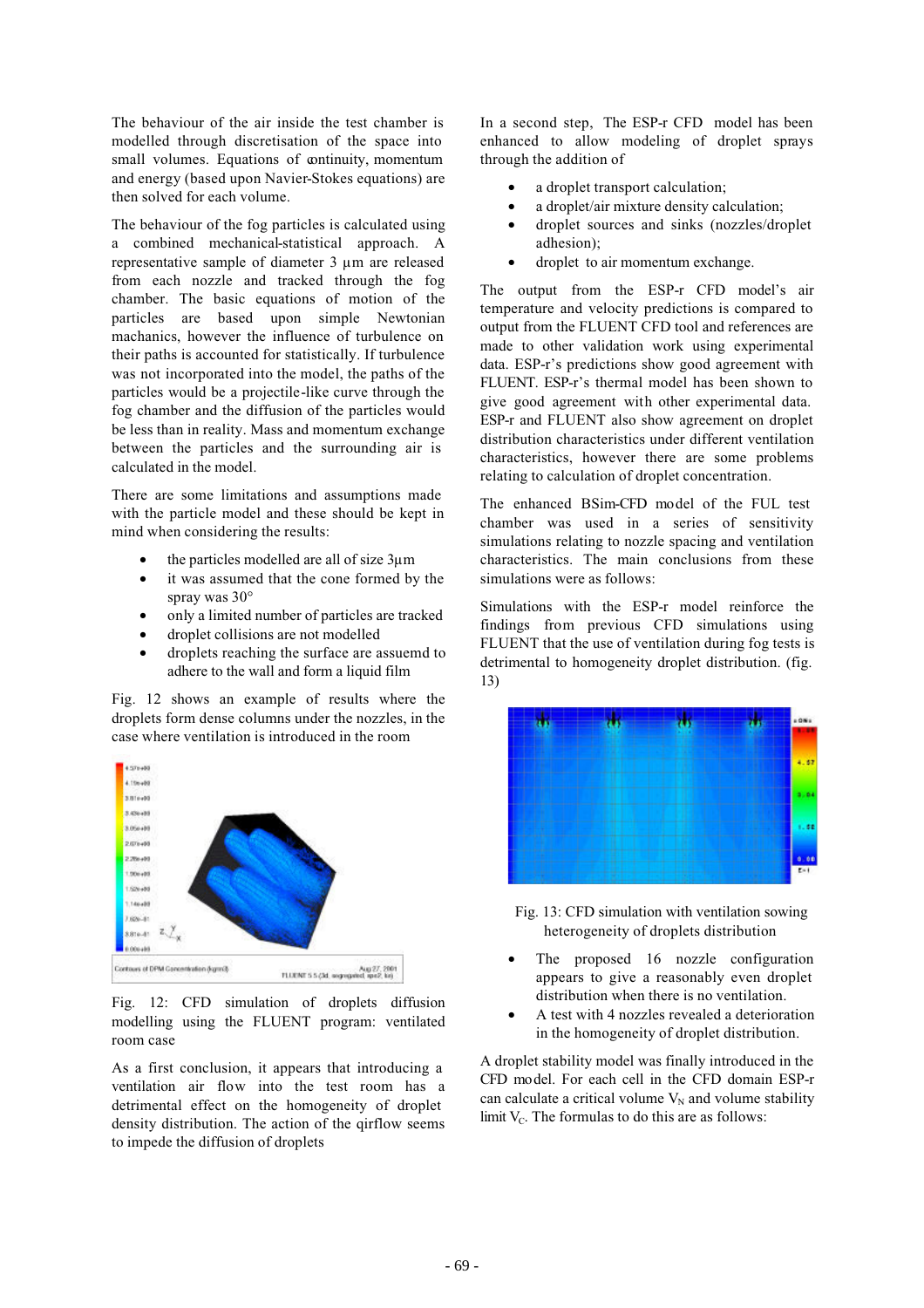The behaviour of the air inside the test chamber is modelled through discretisation of the space into small volumes. Equations of continuity, momentum and energy (based upon Navier-Stokes equations) are then solved for each volume.

The behaviour of the fog particles is calculated using a combined mechanical-statistical approach. A representative sample of diameter 3 µm are released from each nozzle and tracked through the fog chamber. The basic equations of motion of the particles are based upon simple Newtonian machanics, however the influence of turbulence on their paths is accounted for statistically. If turbulence was not incorporated into the model, the paths of the particles would be a projectile-like curve through the fog chamber and the diffusion of the particles would be less than in reality. Mass and momentum exchange between the particles and the surrounding air is calculated in the model.

There are some limitations and assumptions made with the particle model and these should be kept in mind when considering the results:

- the particles modelled are all of size 3µm
- it was assumed that the cone formed by the spray was 30°
- only a limited number of particles are tracked
- droplet collisions are not modelled
- droplets reaching the surface are assuemd to adhere to the wall and form a liquid film

Fig. 12 shows an example of results where the droplets form dense columns under the nozzles, in the case where ventilation is introduced in the room

Fig. 12: CFD simulation of droplets diffusion modelling using the FLUENT program: ventilated room case

As a first conclusion, it appears that introducing a ventilation air flow into the test room has a detrimental effect on the homogeneity of droplet density distribution. The action of the qirflow seems to impede the diffusion of droplets

In a second step, The ESP-r CFD model has been enhanced to allow modeling of droplet sprays through the addition of

- a droplet transport calculation;
- a droplet/air mixture density calculation;
- droplet sources and sinks (nozzles/droplet adhesion);
- droplet to air momentum exchange.

The output from the ESP-r CFD model's air temperature and velocity predictions is compared to output from the FLUENT CFD tool and references are made to other validation work using experimental data. ESP-r's predictions show good agreement with FLUENT. ESP-r's thermal model has been shown to give good agreement with other experimental data. ESP-r and FLUENT also show agreement on droplet distribution characteristics under different ventilation characteristics, however there are some problems relating to calculation of droplet concentration.

The enhanced BSim-CFD model of the FUL test chamber was used in a series of sensitivity simulations relating to nozzle spacing and ventilation characteristics. The main conclusions from these simulations were as follows:

Simulations with the ESP-r model reinforce the findings from previous CFD simulations using FLUENT that the use of ventilation during fog tests is detrimental to homogeneity droplet distribution. (fig. 13)

Fig. 13: CFD simulation with ventilation sowing heterogeneity of droplets distribution

- The proposed 16 nozzle configuration appears to give a reasonably even droplet distribution when there is no ventilation.
- A test with 4 nozzles revealed a deterioration in the homogeneity of droplet distribution.

A droplet stability model was finally introduced in the CFD model. For each cell in the CFD domain ESP-r can calculate a critical volume $V_N$ and volume stability limit $V_C$. The formulas to do this are as follows: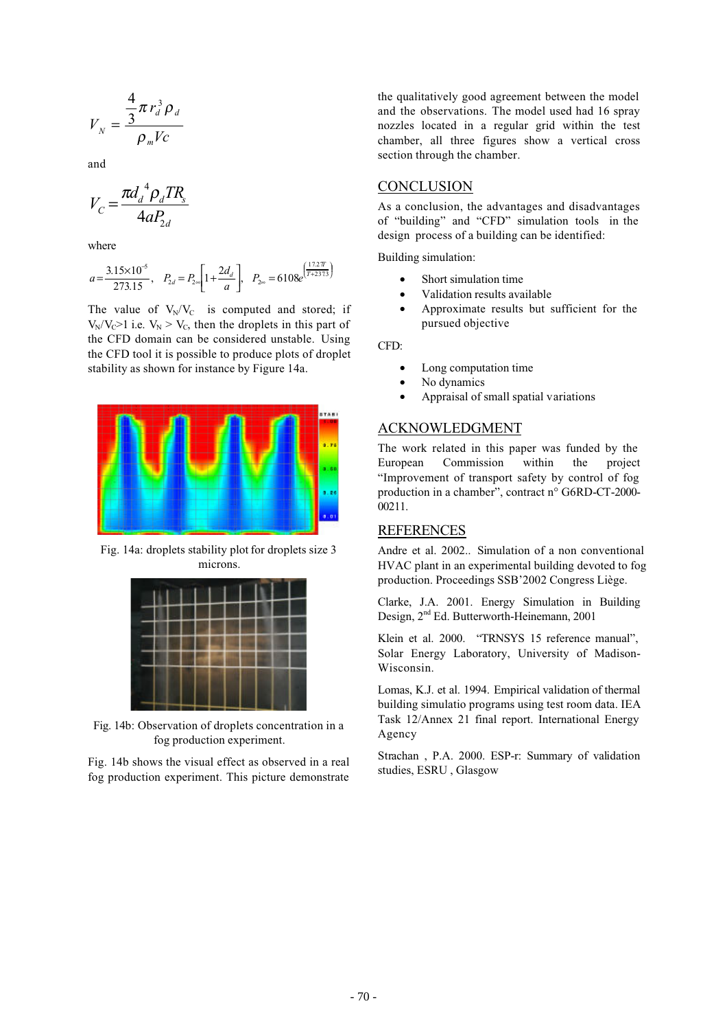$$V_N = \frac{\frac{4}{3}\pi r_d^3 \rho_d}{\rho_m Vc}$$

and

$$V_C = \frac{\pi d_d^{\ 4} \rho_d T R_s}{4 a P_{2d}}$$

where

$$a = \frac{3.15\times10^{-5}}{273.15}, \quad P_{2d} = P_{2\infty}\left[1+\frac{2d_d}{a}\right], \quad P_{2\infty} = 6108e^{\left(\frac{17.27T}{T+237.3}\right)}$$

The value of $V_N/V_C$ is computed and stored; if $V_N/V_C>1$ i.e. $V_N > V_C$, then the droplets in this part of the CFD domain can be considered unstable. Using the CFD tool it is possible to produce plots of droplet stability as shown for instance by Figure 14a.

Fig. 14a: droplets stability plot for droplets size 3 microns.

Fig. 14b: Observation of droplets concentration in a fog production experiment.

Fig. 14b shows the visual effect as observed in a real fog production experiment. This picture demonstrate the qualitatively good agreement between the model and the observations. The model used had 16 spray nozzles located in a regular grid within the test chamber, all three figures show a vertical cross section through the chamber.

## CONCLUSION

As a conclusion, the advantages and disadvantages of "building" and "CFD" simulation tools in the design process of a building can be identified:

Building simulation:

- Short simulation time
- Validation results available
- Approximate results but sufficient for the pursued objective

CFD:

- Long computation time
- No dynamics
- Appraisal of small spatial variations

## ACKNOWLEDGMENT

The work reported in this paper was funded by the European Commission within the project "Improvement of transport safety by control of fog production in a chamber", contract n° G6RD-CT-2000-00211.

## REFERENCES

Andre et al. 2002.. Simulation of a non conventional HVAC plant in an experimental building devoted to fog production. Proceedings SSB'2002 Congress Liège.

Clarke, J.A. 2001. Energy Simulation in Building Design, 2nd Ed. Butterworth-Heinemann, 2001

Klein et al. 2000. "TRNSYS 15 reference manual", Solar Energy Laboratory, University of Madison-Wisconsin.

Lomas, K.J. et al. 1994. Empirical validation of thermal building simulatio programs using test room data. IEA Task 12/Annex 21 final report. International Energy Agency

Strachan , P.A. 2000. ESP-r: Summary of validation studies, ESRU , Glasgow